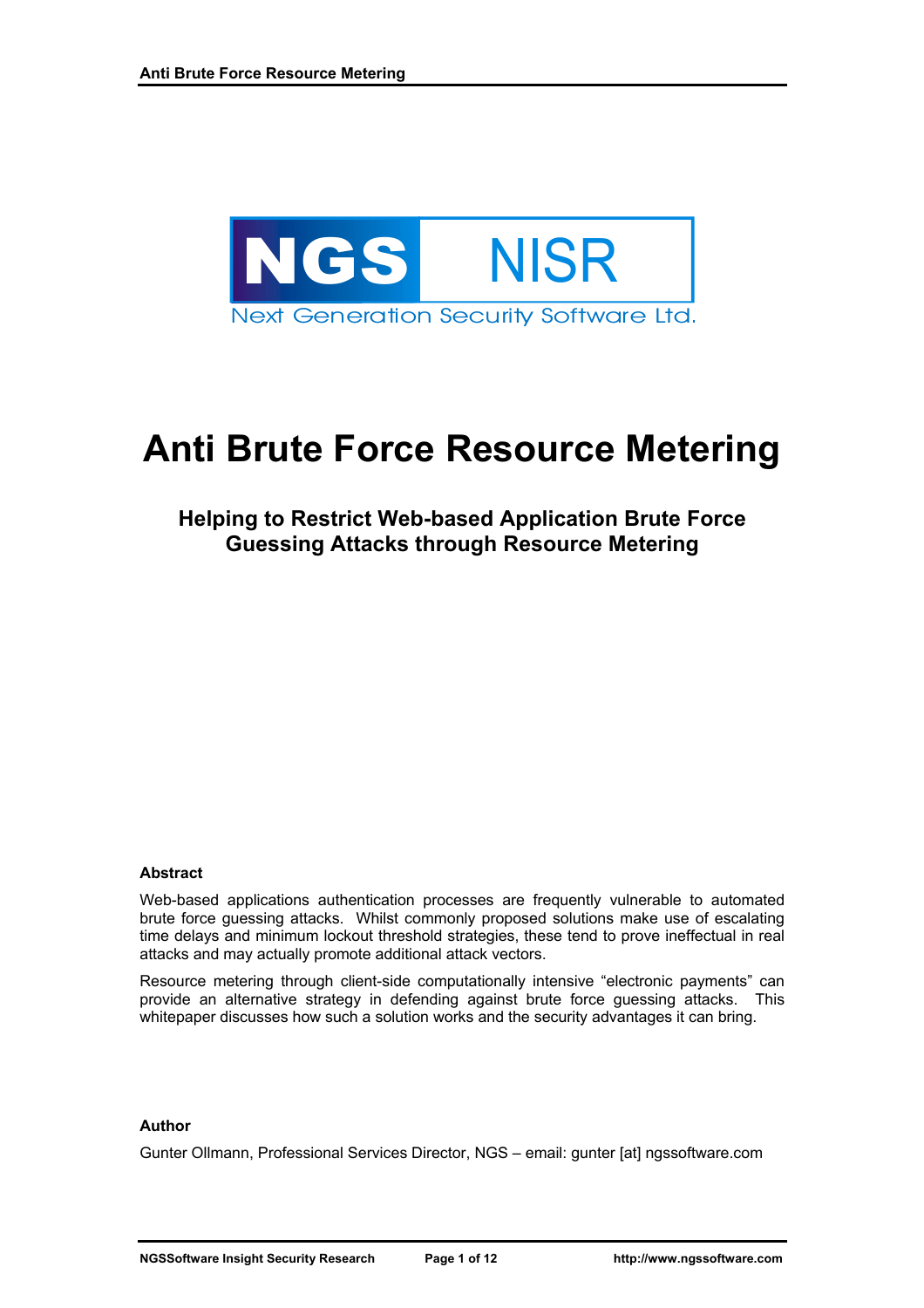# Anti Brute Force Resource Metering

## Helping to Restrict Web-based Application Brute Force Guessing Attacks through Resource Metering

### Abstract

Web-based applications authentication processes are frequently vulnerable to automated brute force guessing attacks. Whilst commonly proposed solutions make use of escalating time delays and minimum lockout threshold strategies, these tend to prove ineffectual in real attacks and may actually promote additional attack vectors.

Resource metering through client-side computationally intensive "electronic payments" can provide an alternative strategy in defending against brute force guessing attacks. This whitepaper discusses how such a solution works and the security advantages it can bring.

### Author

Gunter Ollmann, Professional Services Director, NGS – email: gunter [at] ngssoftware.com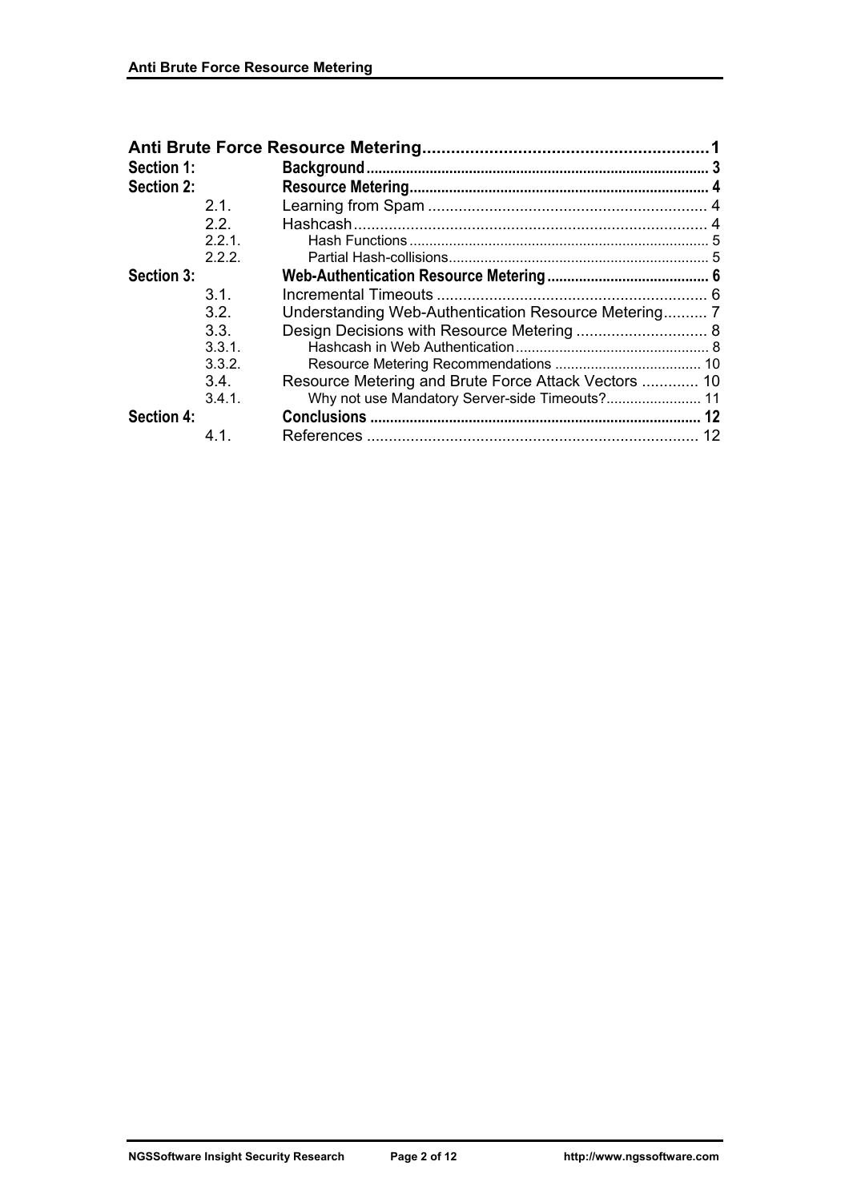**Anti Brute Force Resource Metering** ........................................................... 1

**Section 1: Background** ........................................................................................ 3

**Section 2: Resource Metering** ............................................................................ 4

- 2.1. Learning from Spam ................................................................ 4
- 2.2. Hashcash ................................................................................ 4
  - 2.2.1. Hash Functions ................................................................ 5
  - 2.2.2. Partial Hash-collisions .................................................... 5

**Section 3: Web-Authentication Resource Metering** ............................................ 6

- 3.1. Incremental Timeouts ............................................................. 6
- 3.2. Understanding Web-Authentication Resource Metering .......... 7
- 3.3. Design Decisions with Resource Metering ............................. 8
  - 3.3.1. Hashcash in Web Authentication ....................................... 8
  - 3.3.2. Resource Metering Recommendations ............................ 10
- 3.4. Resource Metering and Brute Force Attack Vectors ............. 10
  - 3.4.1. Why not use Mandatory Server-side Timeouts? ............... 11

**Section 4: Conclusions** ...................................................................................... 12

- 4.1. References ........................................................................... 12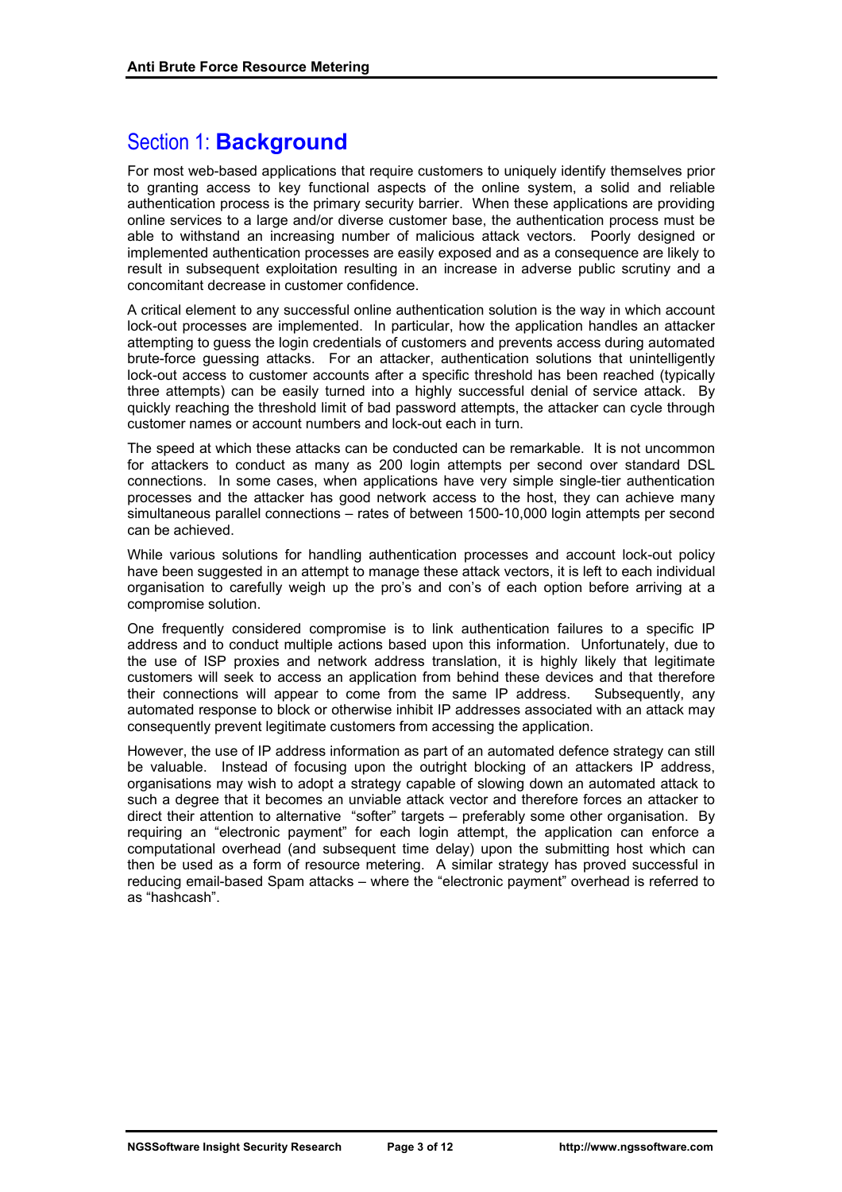# Section 1: **Background**

For most web-based applications that require customers to uniquely identify themselves prior to granting access to key functional aspects of the online system, a solid and reliable authentication process is the primary security barrier. When these applications are providing online services to a large and/or diverse customer base, the authentication process must be able to withstand an increasing number of malicious attack vectors. Poorly designed or implemented authentication processes are easily exposed and as a consequence are likely to result in subsequent exploitation resulting in an increase in adverse public scrutiny and a concomitant decrease in customer confidence.

A critical element to any successful online authentication solution is the way in which account lock-out processes are implemented. In particular, how the application handles an attacker attempting to guess the login credentials of customers and prevents access during automated brute-force guessing attacks. For an attacker, authentication solutions that unintelligently lock-out access to customer accounts after a specific threshold has been reached (typically three attempts) can be easily turned into a highly successful denial of service attack. By quickly reaching the threshold limit of bad password attempts, the attacker can cycle through customer names or account numbers and lock-out each in turn.

The speed at which these attacks can be conducted can be remarkable. It is not uncommon for attackers to conduct as many as 200 login attempts per second over standard DSL connections. In some cases, when applications have very simple single-tier authentication processes and the attacker has good network access to the host, they can achieve many simultaneous parallel connections – rates of between 1500-10,000 login attempts per second can be achieved.

While various solutions for handling authentication processes and account lock-out policy have been suggested in an attempt to manage these attack vectors, it is left to each individual organisation to carefully weigh up the pro's and con's of each option before arriving at a compromise solution.

One frequently considered compromise is to link authentication failures to a specific IP address and to conduct multiple actions based upon this information. Unfortunately, due to the use of ISP proxies and network address translation, it is highly likely that legitimate customers will seek to access an application from behind these devices and that therefore their connections will appear to come from the same IP address. Subsequently, any automated response to block or otherwise inhibit IP addresses associated with an attack may consequently prevent legitimate customers from accessing the application.

However, the use of IP address information as part of an automated defence strategy can still be valuable. Instead of focusing upon the outright blocking of an attackers IP address, organisations may wish to adopt a strategy capable of slowing down an automated attack to such a degree that it becomes an unviable attack vector and therefore forces an attacker to direct their attention to alternative "softer" targets – preferably some other organisation. By requiring an "electronic payment" for each login attempt, the application can enforce a computational overhead (and subsequent time delay) upon the submitting host which can then be used as a form of resource metering. A similar strategy has proved successful in reducing email-based Spam attacks – where the "electronic payment" overhead is referred to as "hashcash".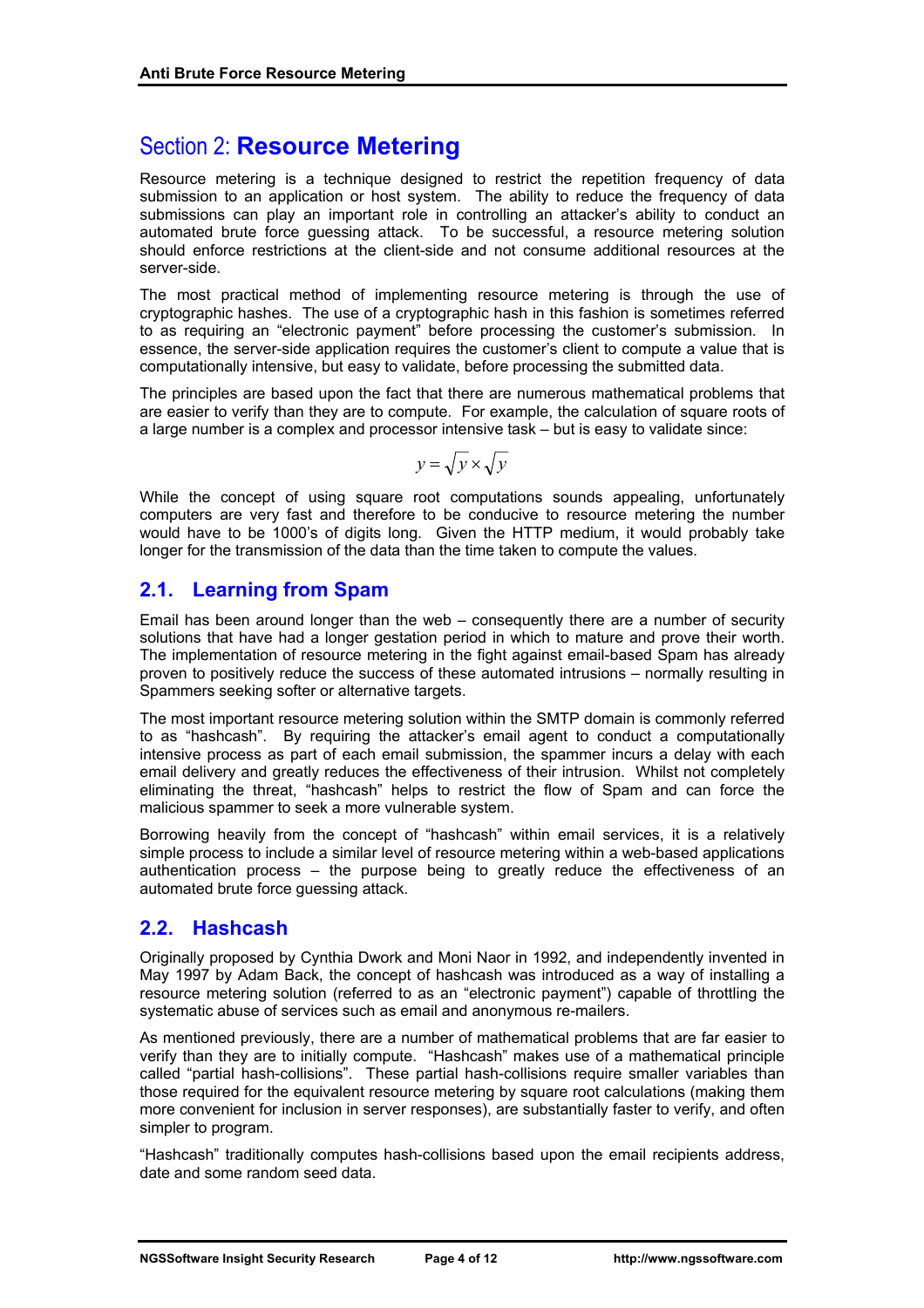# Section 2: **Resource Metering**

Resource metering is a technique designed to restrict the repetition frequency of data submission to an application or host system. The ability to reduce the frequency of data submissions can play an important role in controlling an attacker's ability to conduct an automated brute force guessing attack. To be successful, a resource metering solution should enforce restrictions at the client-side and not consume additional resources at the server-side.

The most practical method of implementing resource metering is through the use of cryptographic hashes. The use of a cryptographic hash in this fashion is sometimes referred to as requiring an "electronic payment" before processing the customer's submission. In essence, the server-side application requires the customer's client to compute a value that is computationally intensive, but easy to validate, before processing the submitted data.

The principles are based upon the fact that there are numerous mathematical problems that are easier to verify than they are to compute. For example, the calculation of square roots of a large number is a complex and processor intensive task – but is easy to validate since:

$$y = \sqrt{y} \times \sqrt{y}$$

While the concept of using square root computations sounds appealing, unfortunately computers are very fast and therefore to be conducive to resource metering the number would have to be 1000's of digits long. Given the HTTP medium, it would probably take longer for the transmission of the data than the time taken to compute the values.

## 2.1. Learning from Spam

Email has been around longer than the web – consequently there are a number of security solutions that have had a longer gestation period in which to mature and prove their worth. The implementation of resource metering in the fight against email-based Spam has already proven to positively reduce the success of these automated intrusions – normally resulting in Spammers seeking softer or alternative targets.

The most important resource metering solution within the SMTP domain is commonly referred to as "hashcash". By requiring the attacker's email agent to conduct a computationally intensive process as part of each email submission, the spammer incurs a delay with each email delivery and greatly reduces the effectiveness of their intrusion. Whilst not completely eliminating the threat, "hashcash" helps to restrict the flow of Spam and can force the malicious spammer to seek a more vulnerable system.

Borrowing heavily from the concept of "hashcash" within email services, it is a relatively simple process to include a similar level of resource metering within a web-based applications authentication process – the purpose being to greatly reduce the effectiveness of an automated brute force guessing attack.

## 2.2. Hashcash

Originally proposed by Cynthia Dwork and Moni Naor in 1992, and independently invented in May 1997 by Adam Back, the concept of hashcash was introduced as a way of installing a resource metering solution (referred to as an "electronic payment") capable of throttling the systematic abuse of services such as email and anonymous re-mailers.

As mentioned previously, there are a number of mathematical problems that are far easier to verify than they are to initially compute. "Hashcash" makes use of a mathematical principle called "partial hash-collisions". These partial hash-collisions require smaller variables than those required for the equivalent resource metering by square root calculations (making them more convenient for inclusion in server responses), are substantially faster to verify, and often simpler to program.

"Hashcash" traditionally computes hash-collisions based upon the email recipients address, date and some random seed data.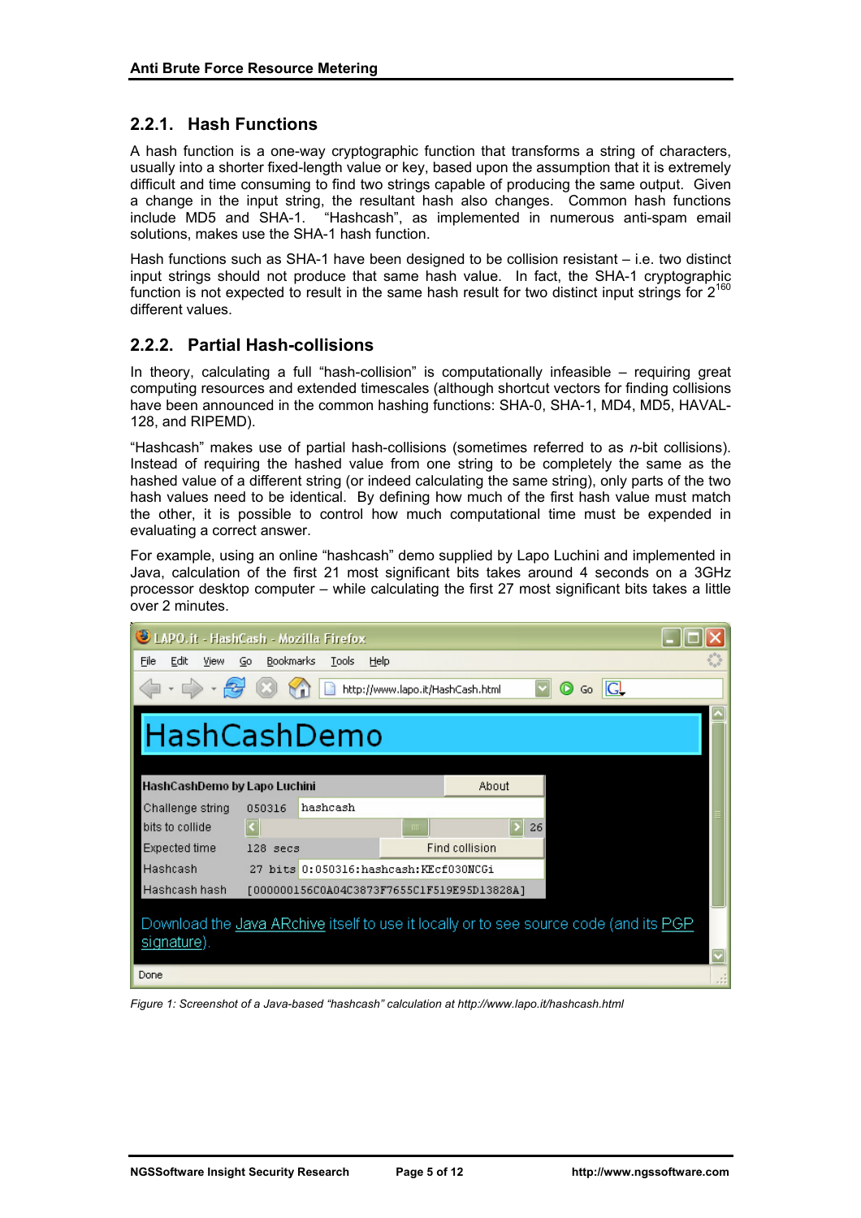### 2.2.1. Hash Functions

A hash function is a one-way cryptographic function that transforms a string of characters, usually into a shorter fixed-length value or key, based upon the assumption that it is extremely difficult and time consuming to find two strings capable of producing the same output. Given a change in the input string, the resultant hash also changes. Common hash functions include MD5 and SHA-1. "Hashcash", as implemented in numerous anti-spam email solutions, makes use the SHA-1 hash function.

Hash functions such as SHA-1 have been designed to be collision resistant – i.e. two distinct input strings should not produce that same hash value. In fact, the SHA-1 cryptographic function is not expected to result in the same hash result for two distinct input strings for $2^{160}$ different values.

### 2.2.2. Partial Hash-collisions

In theory, calculating a full "hash-collision" is computationally infeasible – requiring great computing resources and extended timescales (although shortcut vectors for finding collisions have been announced in the common hashing functions: SHA-0, SHA-1, MD4, MD5, HAVAL-128, and RIPEMD).

"Hashcash" makes use of partial hash-collisions (sometimes referred to as *n*-bit collisions). Instead of requiring the hashed value from one string to be completely the same as the hashed value of a different string (or indeed calculating the same string), only parts of the two hash values need to be identical. By defining how much of the first hash value must match the other, it is possible to control how much computational time must be expended in evaluating a correct answer.

For example, using an online "hashcash" demo supplied by Lapo Luchini and implemented in Java, calculation of the first 21 most significant bits takes around 4 seconds on a 3GHz processor desktop computer – while calculating the first 27 most significant bits takes a little over 2 minutes.

*Figure 1: Screenshot of a Java-based "hashcash" calculation at http://www.lapo.it/hashcash.html*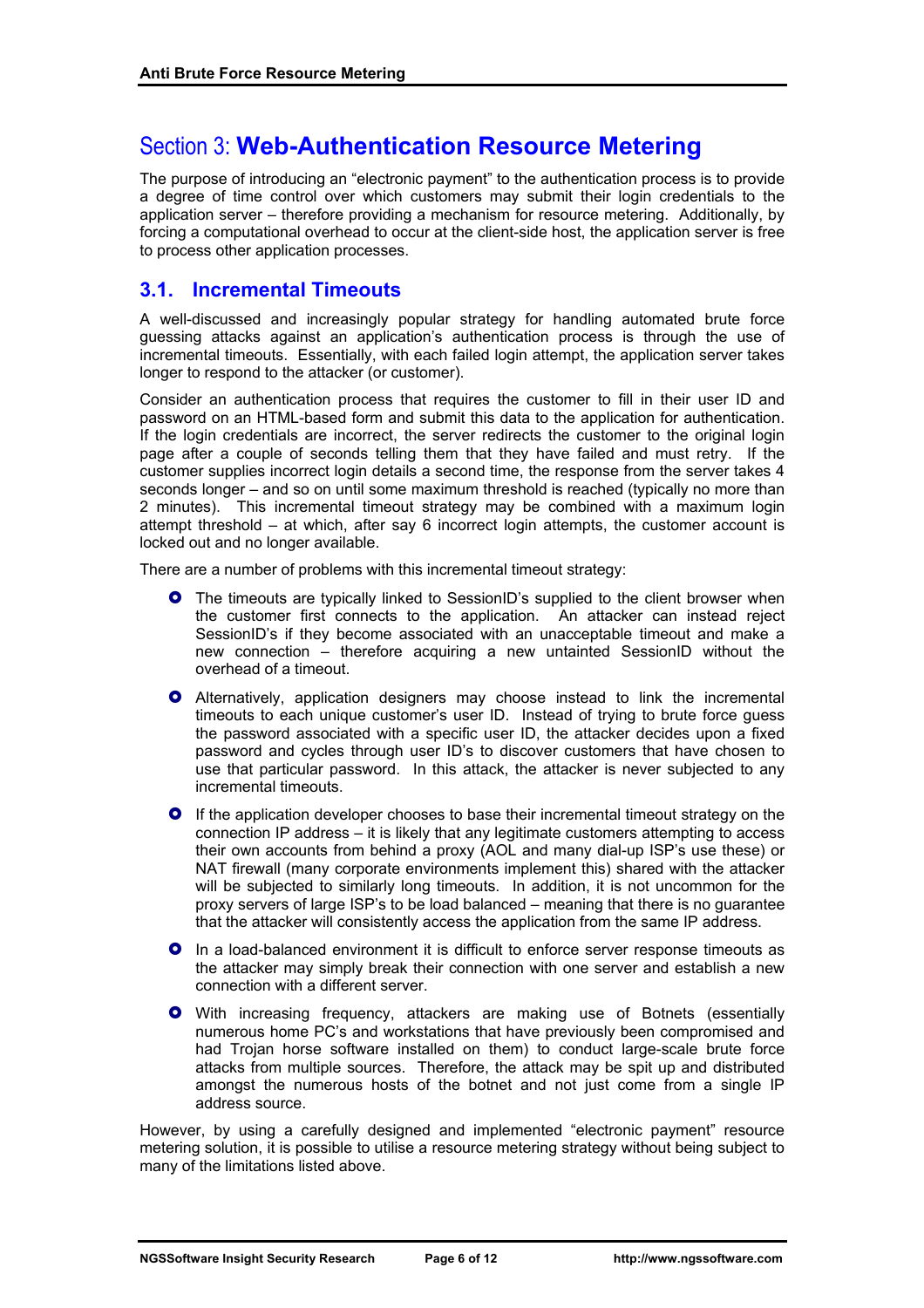# Section 3: Web-Authentication Resource Metering

The purpose of introducing an "electronic payment" to the authentication process is to provide a degree of time control over which customers may submit their login credentials to the application server – therefore providing a mechanism for resource metering. Additionally, by forcing a computational overhead to occur at the client-side host, the application server is free to process other application processes.

## 3.1. Incremental Timeouts

A well-discussed and increasingly popular strategy for handling automated brute force guessing attacks against an application's authentication process is through the use of incremental timeouts. Essentially, with each failed login attempt, the application server takes longer to respond to the attacker (or customer).

Consider an authentication process that requires the customer to fill in their user ID and password on an HTML-based form and submit this data to the application for authentication. If the login credentials are incorrect, the server redirects the customer to the original login page after a couple of seconds telling them that they have failed and must retry. If the customer supplies incorrect login details a second time, the response from the server takes 4 seconds longer – and so on until some maximum threshold is reached (typically no more than 2 minutes). This incremental timeout strategy may be combined with a maximum login attempt threshold – at which, after say 6 incorrect login attempts, the customer account is locked out and no longer available.

There are a number of problems with this incremental timeout strategy:

- The timeouts are typically linked to SessionID's supplied to the client browser when the customer first connects to the application. An attacker can instead reject SessionID's if they become associated with an unacceptable timeout and make a new connection – therefore acquiring a new untainted SessionID without the overhead of a timeout.
- Alternatively, application designers may choose instead to link the incremental timeouts to each unique customer's user ID. Instead of trying to brute force guess the password associated with a specific user ID, the attacker decides upon a fixed password and cycles through user ID's to discover customers that have chosen to use that particular password. In this attack, the attacker is never subjected to any incremental timeouts.
- If the application developer chooses to base their incremental timeout strategy on the connection IP address – it is likely that any legitimate customers attempting to access their own accounts from behind a proxy (AOL and many dial-up ISP's use these) or NAT firewall (many corporate environments implement this) shared with the attacker will be subjected to similarly long timeouts. In addition, it is not uncommon for the proxy servers of large ISP's to be load balanced – meaning that there is no guarantee that the attacker will consistently access the application from the same IP address.
- In a load-balanced environment it is difficult to enforce server response timeouts as the attacker may simply break their connection with one server and establish a new connection with a different server.
- With increasing frequency, attackers are making use of Botnets (essentially numerous home PC's and workstations that have previously been compromised and had Trojan horse software installed on them) to conduct large-scale brute force attacks from multiple sources. Therefore, the attack may be spit up and distributed amongst the numerous hosts of the botnet and not just come from a single IP address source.

However, by using a carefully designed and implemented "electronic payment" resource metering solution, it is possible to utilise a resource metering strategy without being subject to many of the limitations listed above.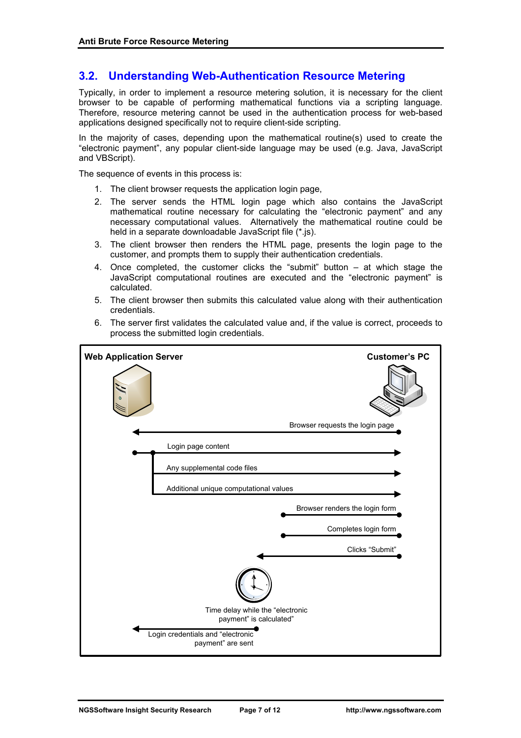## 3.2. Understanding Web-Authentication Resource Metering

Typically, in order to implement a resource metering solution, it is necessary for the client browser to be capable of performing mathematical functions via a scripting language. Therefore, resource metering cannot be used in the authentication process for web-based applications designed specifically not to require client-side scripting.

In the majority of cases, depending upon the mathematical routine(s) used to create the "electronic payment", any popular client-side language may be used (e.g. Java, JavaScript and VBScript).

The sequence of events in this process is:

1. The client browser requests the application login page,
2. The server sends the HTML login page which also contains the JavaScript mathematical routine necessary for calculating the "electronic payment" and any necessary computational values. Alternatively the mathematical routine could be held in a separate downloadable JavaScript file (*.js).
3. The client browser then renders the HTML page, presents the login page to the customer, and prompts them to supply their authentication credentials.
4. Once completed, the customer clicks the "submit" button – at which stage the JavaScript computational routines are executed and the "electronic payment" is calculated.
5. The client browser then submits this calculated value along with their authentication credentials.
6. The server first validates the calculated value and, if the value is correct, proceeds to process the submitted login credentials.

**Web Application Server** | **Customer's PC**

- Browser requests the login page
- Login page content
- Any supplemental code files
- Additional unique computational values
- Browser renders the login form
- Completes login form
- Clicks "Submit"
- Time delay while the "electronic payment" is calculated"
- Login credentials and "electronic payment" are sent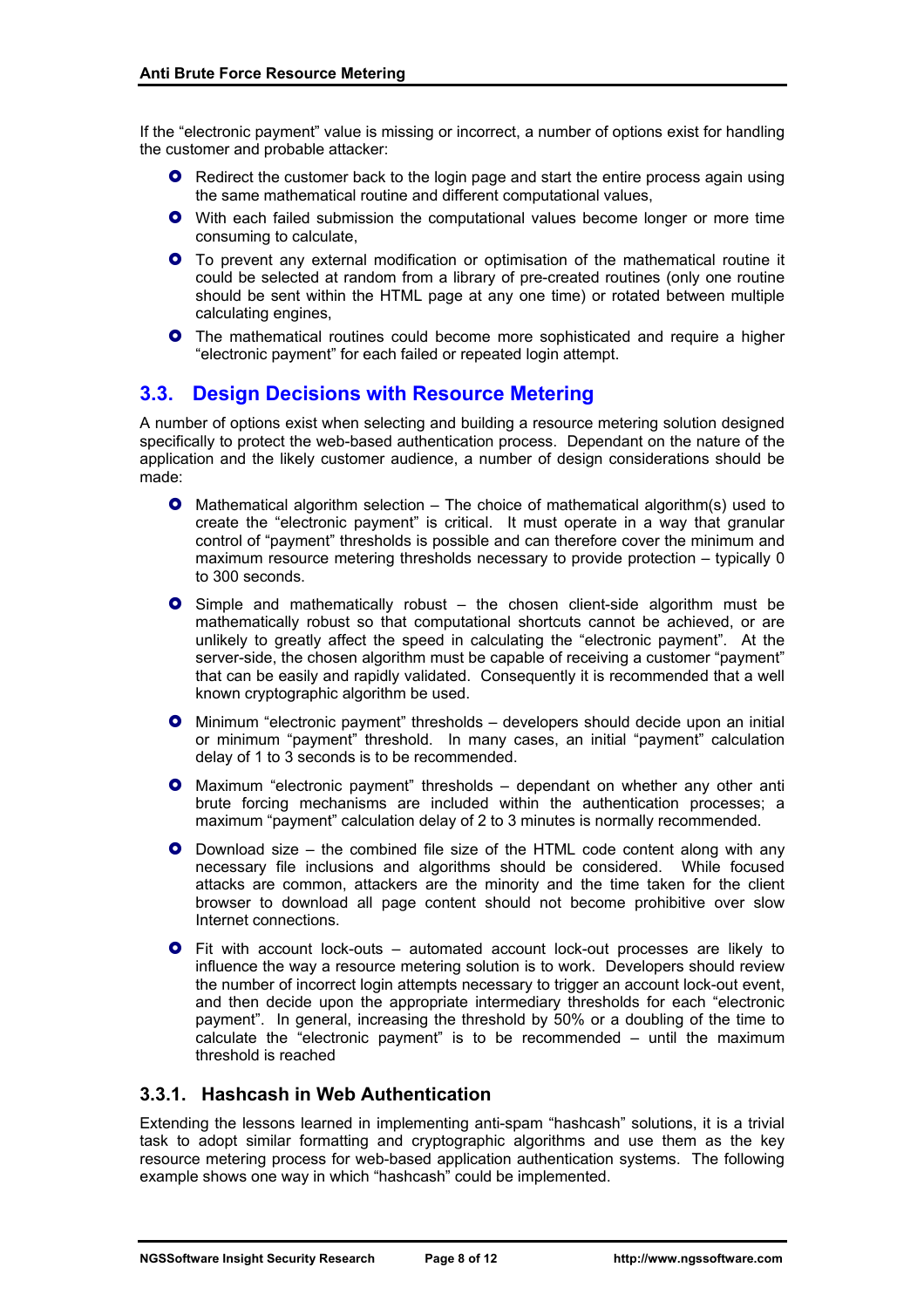If the "electronic payment" value is missing or incorrect, a number of options exist for handling the customer and probable attacker:

- Redirect the customer back to the login page and start the entire process again using the same mathematical routine and different computational values,
- With each failed submission the computational values become longer or more time consuming to calculate,
- To prevent any external modification or optimisation of the mathematical routine it could be selected at random from a library of pre-created routines (only one routine should be sent within the HTML page at any one time) or rotated between multiple calculating engines,
- The mathematical routines could become more sophisticated and require a higher "electronic payment" for each failed or repeated login attempt.

## 3.3. Design Decisions with Resource Metering

A number of options exist when selecting and building a resource metering solution designed specifically to protect the web-based authentication process. Dependant on the nature of the application and the likely customer audience, a number of design considerations should be made:

- Mathematical algorithm selection – The choice of mathematical algorithm(s) used to create the "electronic payment" is critical. It must operate in a way that granular control of "payment" thresholds is possible and can therefore cover the minimum and maximum resource metering thresholds necessary to provide protection – typically 0 to 300 seconds.
- Simple and mathematically robust – the chosen client-side algorithm must be mathematically robust so that computational shortcuts cannot be achieved, or are unlikely to greatly affect the speed in calculating the "electronic payment". At the server-side, the chosen algorithm must be capable of receiving a customer "payment" that can be easily and rapidly validated. Consequently it is recommended that a well known cryptographic algorithm be used.
- Minimum "electronic payment" thresholds – developers should decide upon an initial or minimum "payment" threshold. In many cases, an initial "payment" calculation delay of 1 to 3 seconds is to be recommended.
- Maximum "electronic payment" thresholds – dependant on whether any other anti brute forcing mechanisms are included within the authentication processes; a maximum "payment" calculation delay of 2 to 3 minutes is normally recommended.
- Download size – the combined file size of the HTML code content along with any necessary file inclusions and algorithms should be considered. While focused attacks are common, attackers are the minority and the time taken for the client browser to download all page content should not become prohibitive over slow Internet connections.
- Fit with account lock-outs – automated account lock-out processes are likely to influence the way a resource metering solution is to work. Developers should review the number of incorrect login attempts necessary to trigger an account lock-out event, and then decide upon the appropriate intermediary thresholds for each "electronic payment". In general, increasing the threshold by 50% or a doubling of the time to calculate the "electronic payment" is to be recommended – until the maximum threshold is reached

### 3.3.1. Hashcash in Web Authentication

Extending the lessons learned in implementing anti-spam "hashcash" solutions, it is a trivial task to adopt similar formatting and cryptographic algorithms and use them as the key resource metering process for web-based application authentication systems. The following example shows one way in which "hashcash" could be implemented.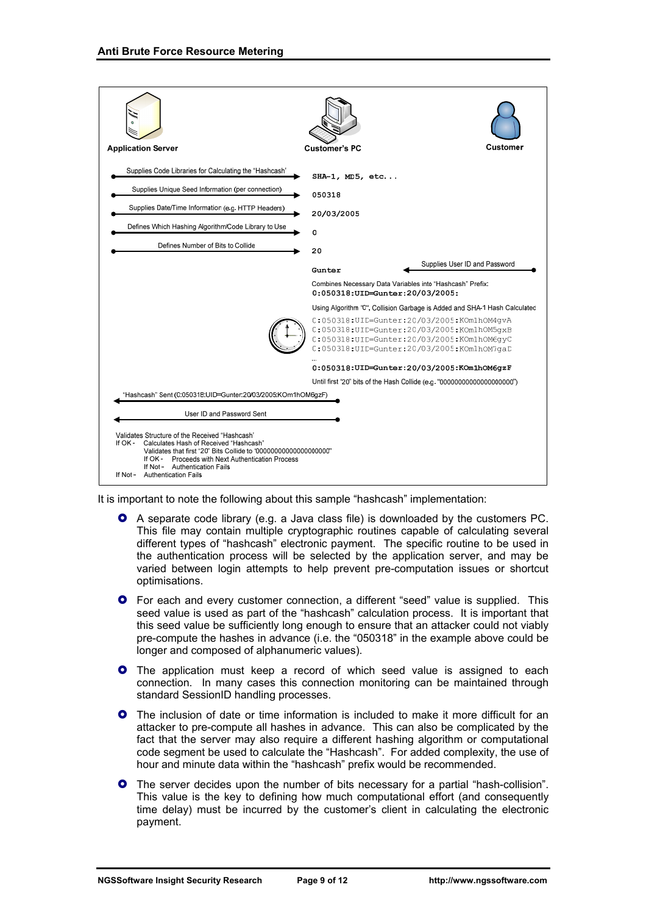**Application Server** | **Customer's PC** | **Customer**

- Application Server → Customer's PC: Supplies Code Libraries for Calculating the "Hashcash" — `SHA-1, MD5, etc...`
- Application Server → Customer's PC: Supplies Unique Seed Information (per connection) — `050318`
- Application Server → Customer's PC: Supplies Date/Time Information (e.g. HTTP Headers) — `20/03/2005`
- Application Server → Customer's PC: Defines Which Hashing Algorithm/Code Library to Use — `0`
- Application Server → Customer's PC: Defines Number of Bits to Collide — `20`
- Customer → Customer's PC: Supplies User ID and Password — `Gunter`

Combines Necessary Data Variables into "Hashcash" Prefix:
`0:050318:UID=Gunter:20/03/2005:`

Using Algorithm "0", Collision Garbage is Added and SHA-1 Hash Calculated

```
0:050318:UID=Gunter:20/03/2005:KOm1hOM4gvA
0:050318:UID=Gunter:20/03/2005:KOm1hOM5gxB
0:050318:UID=Gunter:20/03/2005:KOm1hOM6gyC
0:050318:UID=Gunter:20/03/2005:KOm1hOM7gaD
...
0:050318:UID=Gunter:20/03/2005:KOm1hOM6gzF
```

Until first "20" bits of the Hash Collide (e.g. "00000000000000000000")

- Customer's PC → Application Server: "Hashcash" Sent (0:050318:UID=Gunter:20/03/2005:KOm1hOM6gzF)
- Customer's PC → Application Server: User ID and Password Sent

Validates Structure of the Received "Hashcash"
If OK - Calculates Hash of Received "Hashcash"
 Validates that first "20" Bits Collide to "00000000000000000000"
 If OK - Proceeds with Next Authentication Process
 If Not - Authentication Fails
If Not - Authentication Fails

It is important to note the following about this sample "hashcash" implementation:

- A separate code library (e.g. a Java class file) is downloaded by the customers PC. This file may contain multiple cryptographic routines capable of calculating several different types of "hashcash" electronic payment. The specific routine to be used in the authentication process will be selected by the application server, and may be varied between login attempts to help prevent pre-computation issues or shortcut optimisations.
- For each and every customer connection, a different "seed" value is supplied. This seed value is used as part of the "hashcash" calculation process. It is important that this seed value be sufficiently long enough to ensure that an attacker could not viably pre-compute the hashes in advance (i.e. the "050318" in the example above could be longer and composed of alphanumeric values).
- The application must keep a record of which seed value is assigned to each connection. In many cases this connection monitoring can be maintained through standard SessionID handling processes.
- The inclusion of date or time information is included to make it more difficult for an attacker to pre-compute all hashes in advance. This can also be complicated by the fact that the server may also require a different hashing algorithm or computational code segment be used to calculate the "Hashcash". For added complexity, the use of hour and minute data within the "hashcash" prefix would be recommended.
- The server decides upon the number of bits necessary for a partial "hash-collision". This value is the key to defining how much computational effort (and consequently time delay) must be incurred by the customer's client in calculating the electronic payment.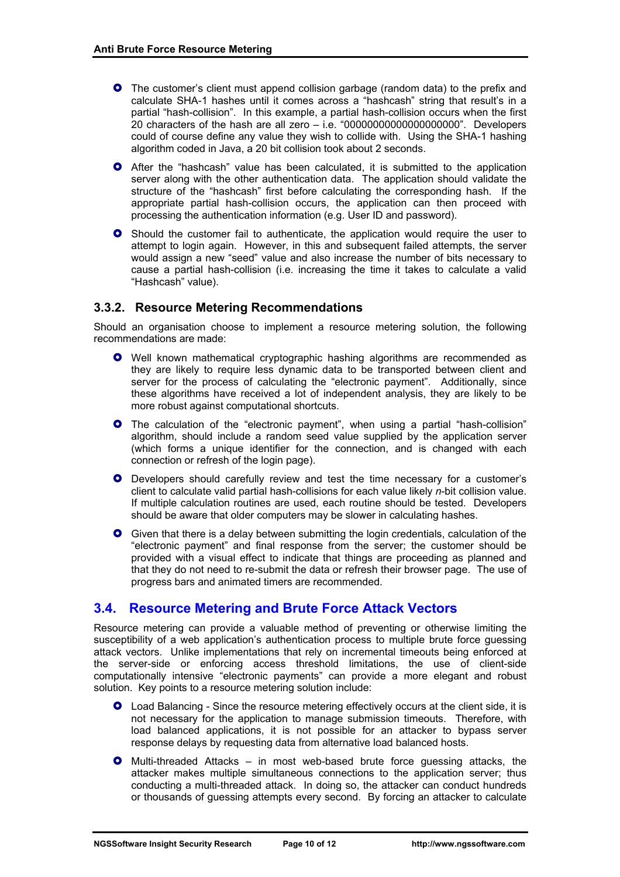- The customer's client must append collision garbage (random data) to the prefix and calculate SHA-1 hashes until it comes across a "hashcash" string that result's in a partial "hash-collision". In this example, a partial hash-collision occurs when the first 20 characters of the hash are all zero – i.e. "00000000000000000000". Developers could of course define any value they wish to collide with. Using the SHA-1 hashing algorithm coded in Java, a 20 bit collision took about 2 seconds.
- After the "hashcash" value has been calculated, it is submitted to the application server along with the other authentication data. The application should validate the structure of the "hashcash" first before calculating the corresponding hash. If the appropriate partial hash-collision occurs, the application can then proceed with processing the authentication information (e.g. User ID and password).
- Should the customer fail to authenticate, the application would require the user to attempt to login again. However, in this and subsequent failed attempts, the server would assign a new "seed" value and also increase the number of bits necessary to cause a partial hash-collision (i.e. increasing the time it takes to calculate a valid "Hashcash" value).

### 3.3.2. Resource Metering Recommendations

Should an organisation choose to implement a resource metering solution, the following recommendations are made:

- Well known mathematical cryptographic hashing algorithms are recommended as they are likely to require less dynamic data to be transported between client and server for the process of calculating the "electronic payment". Additionally, since these algorithms have received a lot of independent analysis, they are likely to be more robust against computational shortcuts.
- The calculation of the "electronic payment", when using a partial "hash-collision" algorithm, should include a random seed value supplied by the application server (which forms a unique identifier for the connection, and is changed with each connection or refresh of the login page).
- Developers should carefully review and test the time necessary for a customer's client to calculate valid partial hash-collisions for each value likely *n*-bit collision value. If multiple calculation routines are used, each routine should be tested. Developers should be aware that older computers may be slower in calculating hashes.
- Given that there is a delay between submitting the login credentials, calculation of the "electronic payment" and final response from the server; the customer should be provided with a visual effect to indicate that things are proceeding as planned and that they do not need to re-submit the data or refresh their browser page. The use of progress bars and animated timers are recommended.

## 3.4. Resource Metering and Brute Force Attack Vectors

Resource metering can provide a valuable method of preventing or otherwise limiting the susceptibility of a web application's authentication process to multiple brute force guessing attack vectors. Unlike implementations that rely on incremental timeouts being enforced at the server-side or enforcing access threshold limitations, the use of client-side computationally intensive "electronic payments" can provide a more elegant and robust solution. Key points to a resource metering solution include:

- Load Balancing - Since the resource metering effectively occurs at the client side, it is not necessary for the application to manage submission timeouts. Therefore, with load balanced applications, it is not possible for an attacker to bypass server response delays by requesting data from alternative load balanced hosts.
- Multi-threaded Attacks – in most web-based brute force guessing attacks, the attacker makes multiple simultaneous connections to the application server; thus conducting a multi-threaded attack. In doing so, the attacker can conduct hundreds or thousands of guessing attempts every second. By forcing an attacker to calculate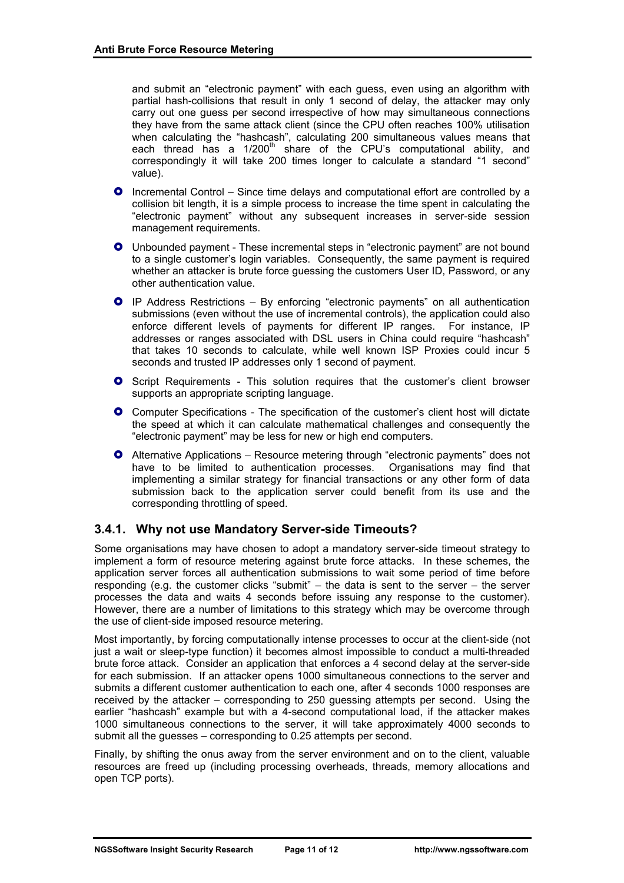and submit an "electronic payment" with each guess, even using an algorithm with partial hash-collisions that result in only 1 second of delay, the attacker may only carry out one guess per second irrespective of how may simultaneous connections they have from the same attack client (since the CPU often reaches 100% utilisation when calculating the "hashcash", calculating 200 simultaneous values means that each thread has a $1/200^{th}$ share of the CPU's computational ability, and correspondingly it will take 200 times longer to calculate a standard "1 second" value).

- Incremental Control – Since time delays and computational effort are controlled by a collision bit length, it is a simple process to increase the time spent in calculating the "electronic payment" without any subsequent increases in server-side session management requirements.
- Unbounded payment - These incremental steps in "electronic payment" are not bound to a single customer's login variables. Consequently, the same payment is required whether an attacker is brute force guessing the customers User ID, Password, or any other authentication value.
- IP Address Restrictions – By enforcing "electronic payments" on all authentication submissions (even without the use of incremental controls), the application could also enforce different levels of payments for different IP ranges. For instance, IP addresses or ranges associated with DSL users in China could require "hashcash" that takes 10 seconds to calculate, while well known ISP Proxies could incur 5 seconds and trusted IP addresses only 1 second of payment.
- Script Requirements - This solution requires that the customer's client browser supports an appropriate scripting language.
- Computer Specifications - The specification of the customer's client host will dictate the speed at which it can calculate mathematical challenges and consequently the "electronic payment" may be less for new or high end computers.
- Alternative Applications – Resource metering through "electronic payments" does not have to be limited to authentication processes. Organisations may find that implementing a similar strategy for financial transactions or any other form of data submission back to the application server could benefit from its use and the corresponding throttling of speed.

### 3.4.1. Why not use Mandatory Server-side Timeouts?

Some organisations may have chosen to adopt a mandatory server-side timeout strategy to implement a form of resource metering against brute force attacks. In these schemes, the application server forces all authentication submissions to wait some period of time before responding (e.g. the customer clicks "submit" – the data is sent to the server – the server processes the data and waits 4 seconds before issuing any response to the customer). However, there are a number of limitations to this strategy which may be overcome through the use of client-side imposed resource metering.

Most importantly, by forcing computationally intense processes to occur at the client-side (not just a wait or sleep-type function) it becomes almost impossible to conduct a multi-threaded brute force attack. Consider an application that enforces a 4 second delay at the server-side for each submission. If an attacker opens 1000 simultaneous connections to the server and submits a different customer authentication to each one, after 4 seconds 1000 responses are received by the attacker – corresponding to 250 guessing attempts per second. Using the earlier "hashcash" example but with a 4-second computational load, if the attacker makes 1000 simultaneous connections to the server, it will take approximately 4000 seconds to submit all the guesses – corresponding to 0.25 attempts per second.

Finally, by shifting the onus away from the server environment and on to the client, valuable resources are freed up (including processing overheads, threads, memory allocations and open TCP ports).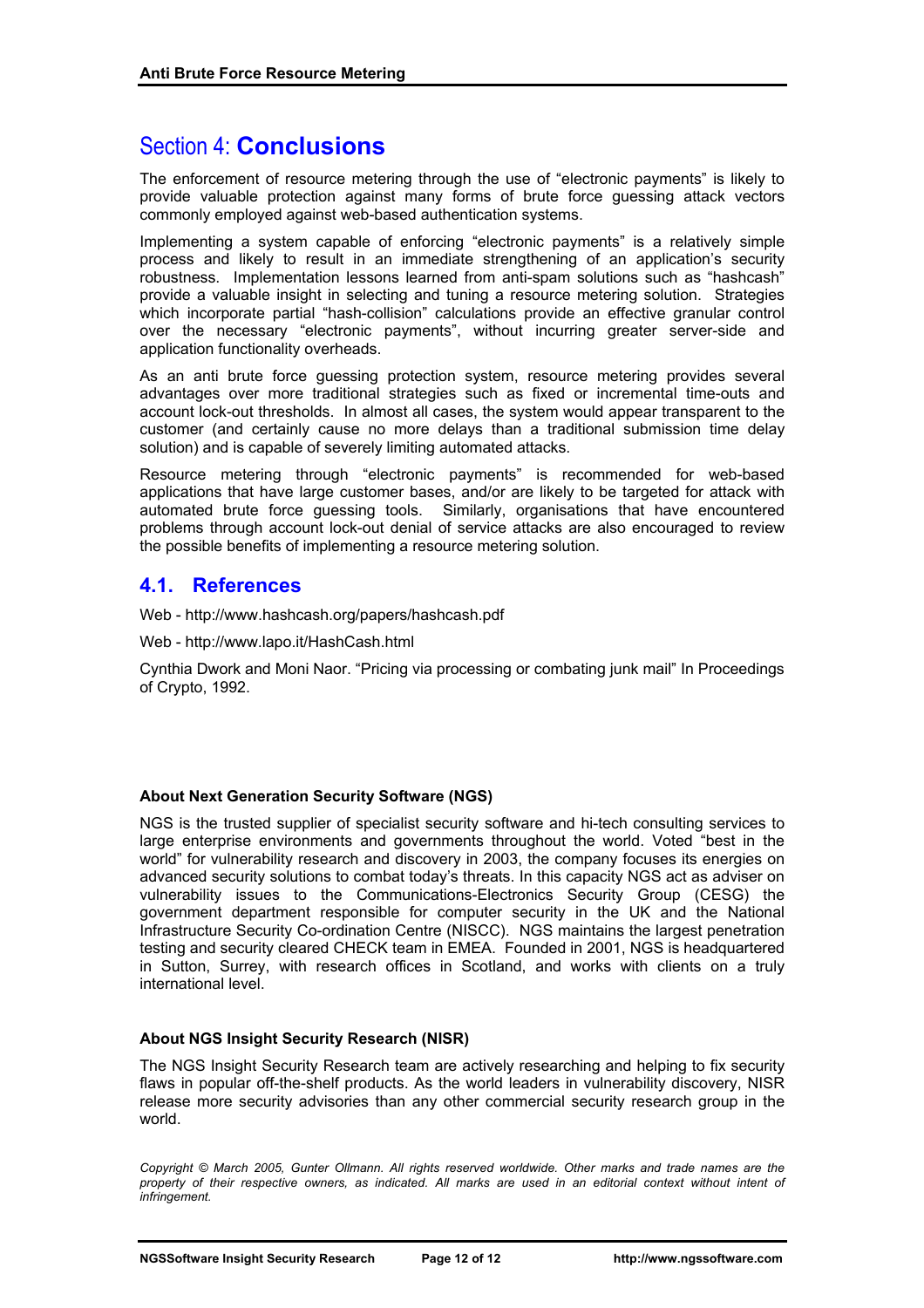# Section 4: **Conclusions**

The enforcement of resource metering through the use of "electronic payments" is likely to provide valuable protection against many forms of brute force guessing attack vectors commonly employed against web-based authentication systems.

Implementing a system capable of enforcing "electronic payments" is a relatively simple process and likely to result in an immediate strengthening of an application's security robustness. Implementation lessons learned from anti-spam solutions such as "hashcash" provide a valuable insight in selecting and tuning a resource metering solution. Strategies which incorporate partial "hash-collision" calculations provide an effective granular control over the necessary "electronic payments", without incurring greater server-side and application functionality overheads.

As an anti brute force guessing protection system, resource metering provides several advantages over more traditional strategies such as fixed or incremental time-outs and account lock-out thresholds. In almost all cases, the system would appear transparent to the customer (and certainly cause no more delays than a traditional submission time delay solution) and is capable of severely limiting automated attacks.

Resource metering through "electronic payments" is recommended for web-based applications that have large customer bases, and/or are likely to be targeted for attack with automated brute force guessing tools. Similarly, organisations that have encountered problems through account lock-out denial of service attacks are also encouraged to review the possible benefits of implementing a resource metering solution.

## 4.1. References

Web - http://www.hashcash.org/papers/hashcash.pdf

Web - http://www.lapo.it/HashCash.html

Cynthia Dwork and Moni Naor. "Pricing via processing or combating junk mail" In Proceedings of Crypto, 1992.

**About Next Generation Security Software (NGS)**

NGS is the trusted supplier of specialist security software and hi-tech consulting services to large enterprise environments and governments throughout the world. Voted "best in the world" for vulnerability research and discovery in 2003, the company focuses its energies on advanced security solutions to combat today's threats. In this capacity NGS act as adviser on vulnerability issues to the Communications-Electronics Security Group (CESG) the government department responsible for computer security in the UK and the National Infrastructure Security Co-ordination Centre (NISCC). NGS maintains the largest penetration testing and security cleared CHECK team in EMEA. Founded in 2001, NGS is headquartered in Sutton, Surrey, with research offices in Scotland, and works with clients on a truly international level.

**About NGS Insight Security Research (NISR)**

The NGS Insight Security Research team are actively researching and helping to fix security flaws in popular off-the-shelf products. As the world leaders in vulnerability discovery, NISR release more security advisories than any other commercial security research group in the world.

*Copyright © March 2005, Gunter Ollmann. All rights reserved worldwide. Other marks and trade names are the property of their respective owners, as indicated. All marks are used in an editorial context without intent of infringement.*